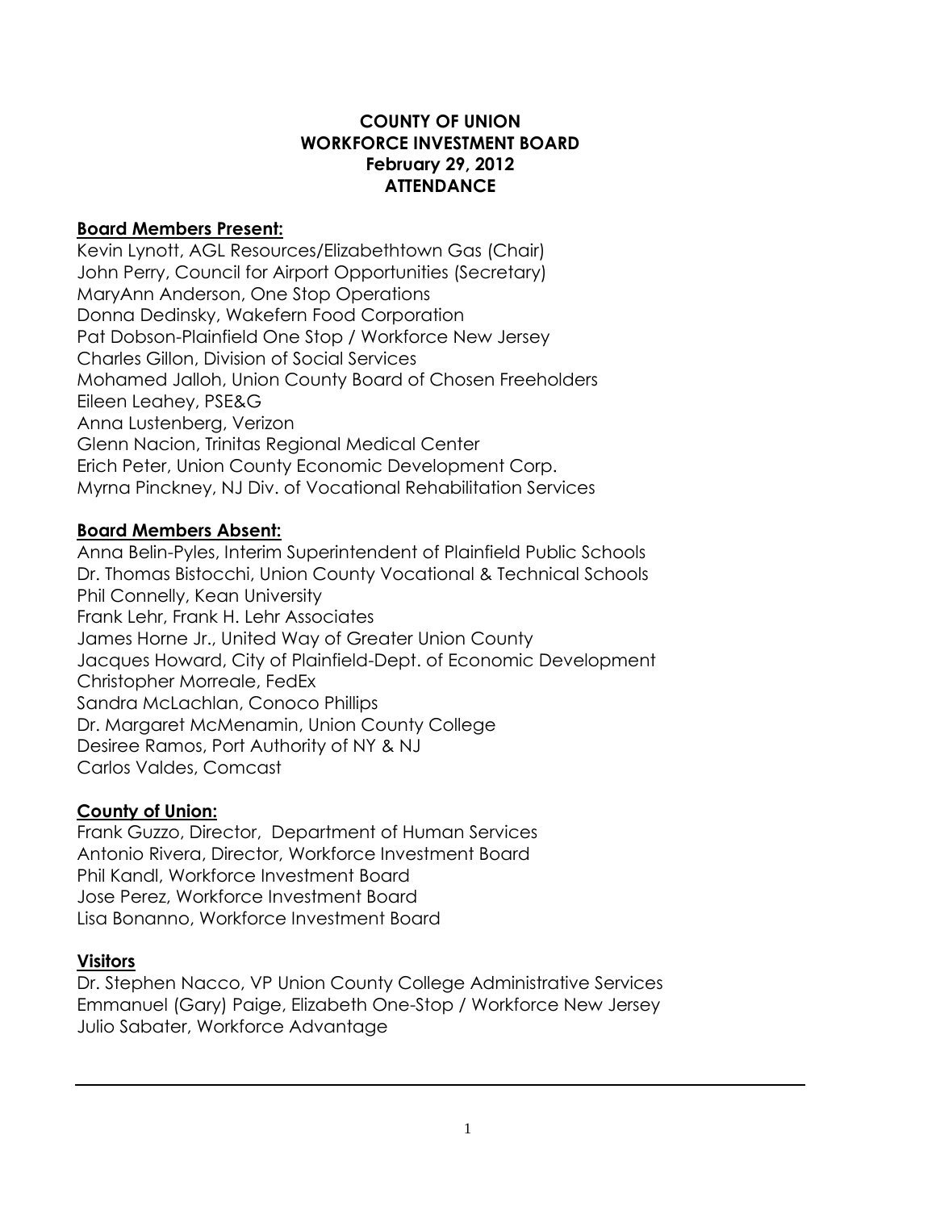# COUNTY OF UNION
## WORKFORCE INVESTMENT BOARD
### February 29, 2012
### ATTENDANCE

**Board Members Present:**

Kevin Lynott, AGL Resources/Elizabethtown Gas (Chair)
John Perry, Council for Airport Opportunities (Secretary)
MaryAnn Anderson, One Stop Operations
Donna Dedinsky, Wakefern Food Corporation
Pat Dobson-Plainfield One Stop / Workforce New Jersey
Charles Gillon, Division of Social Services
Mohamed Jalloh, Union County Board of Chosen Freeholders
Eileen Leahey, PSE&G
Anna Lustenberg, Verizon
Glenn Nacion, Trinitas Regional Medical Center
Erich Peter, Union County Economic Development Corp.
Myrna Pinckney, NJ Div. of Vocational Rehabilitation Services

**Board Members Absent:**

Anna Belin-Pyles, Interim Superintendent of Plainfield Public Schools
Dr. Thomas Bistocchi, Union County Vocational & Technical Schools
Phil Connelly, Kean University
Frank Lehr, Frank H. Lehr Associates
James Horne Jr., United Way of Greater Union County
Jacques Howard, City of Plainfield-Dept. of Economic Development
Christopher Morreale, FedEx
Sandra McLachlan, Conoco Phillips
Dr. Margaret McMenamin, Union County College
Desiree Ramos, Port Authority of NY & NJ
Carlos Valdes, Comcast

**County of Union:**

Frank Guzzo, Director, Department of Human Services
Antonio Rivera, Director, Workforce Investment Board
Phil Kandl, Workforce Investment Board
Jose Perez, Workforce Investment Board
Lisa Bonanno, Workforce Investment Board

**Visitors**

Dr. Stephen Nacco, VP Union County College Administrative Services
Emmanuel (Gary) Paige, Elizabeth One-Stop / Workforce New Jersey
Julio Sabater, Workforce Advantage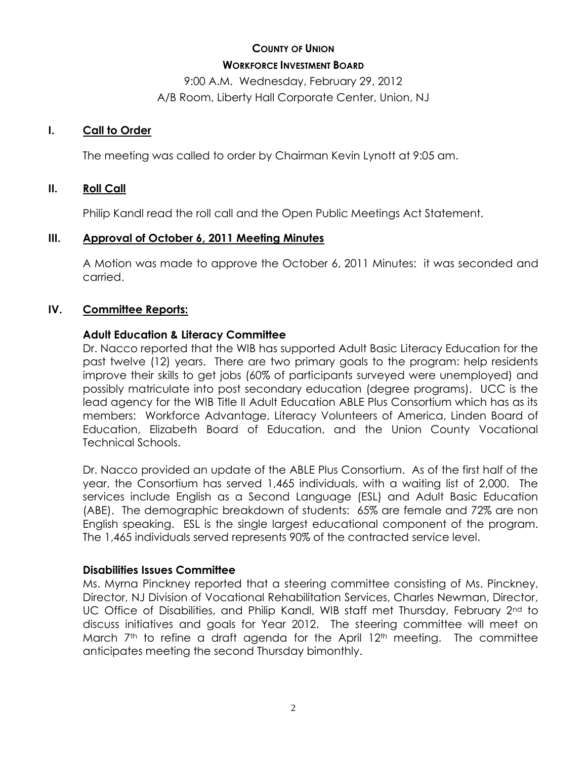**COUNTY OF UNION**

**WORKFORCE INVESTMENT BOARD**

9:00 A.M. Wednesday, February 29, 2012

A/B Room, Liberty Hall Corporate Center, Union, NJ

## I. Call to Order

The meeting was called to order by Chairman Kevin Lynott at 9:05 am.

## II. Roll Call

Philip Kandl read the roll call and the Open Public Meetings Act Statement.

## III. Approval of October 6, 2011 Meeting Minutes

A Motion was made to approve the October 6, 2011 Minutes: it was seconded and carried.

## IV. Committee Reports:

### Adult Education & Literacy Committee

Dr. Nacco reported that the WIB has supported Adult Basic Literacy Education for the past twelve (12) years. There are two primary goals to the program: help residents improve their skills to get jobs (60% of participants surveyed were unemployed) and possibly matriculate into post secondary education (degree programs). UCC is the lead agency for the WIB Title II Adult Education ABLE Plus Consortium which has as its members: Workforce Advantage, Literacy Volunteers of America, Linden Board of Education, Elizabeth Board of Education, and the Union County Vocational Technical Schools.

Dr. Nacco provided an update of the ABLE Plus Consortium. As of the first half of the year, the Consortium has served 1,465 individuals, with a waiting list of 2,000. The services include English as a Second Language (ESL) and Adult Basic Education (ABE). The demographic breakdown of students: 65% are female and 72% are non English speaking. ESL is the single largest educational component of the program. The 1,465 individuals served represents 90% of the contracted service level.

### Disabilities Issues Committee

Ms. Myrna Pinckney reported that a steering committee consisting of Ms. Pinckney, Director, NJ Division of Vocational Rehabilitation Services, Charles Newman, Director, UC Office of Disabilities, and Philip Kandl, WIB staff met Thursday, February 2nd to discuss initiatives and goals for Year 2012. The steering committee will meet on March 7th to refine a draft agenda for the April 12th meeting. The committee anticipates meeting the second Thursday bimonthly.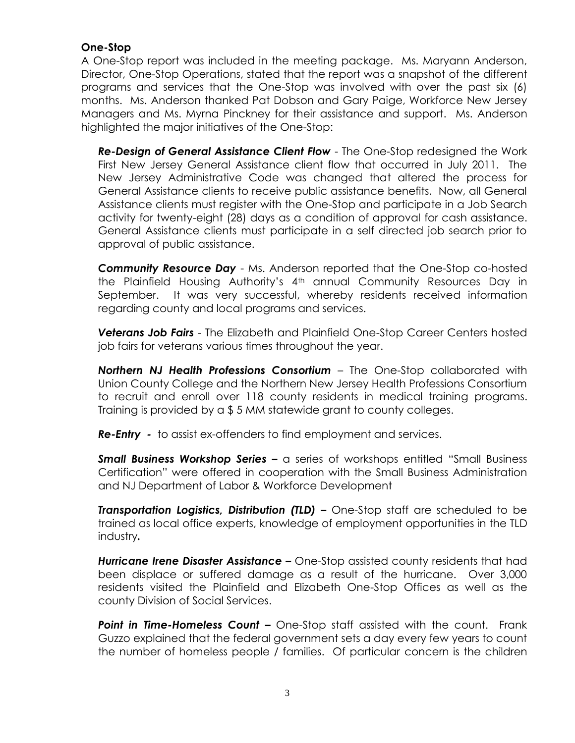**One-Stop**

A One-Stop report was included in the meeting package. Ms. Maryann Anderson, Director, One-Stop Operations, stated that the report was a snapshot of the different programs and services that the One-Stop was involved with over the past six (6) months. Ms. Anderson thanked Pat Dobson and Gary Paige, Workforce New Jersey Managers and Ms. Myrna Pinckney for their assistance and support. Ms. Anderson highlighted the major initiatives of the One-Stop:

***Re-Design of General Assistance Client Flow*** - The One-Stop redesigned the Work First New Jersey General Assistance client flow that occurred in July 2011. The New Jersey Administrative Code was changed that altered the process for General Assistance clients to receive public assistance benefits. Now, all General Assistance clients must register with the One-Stop and participate in a Job Search activity for twenty-eight (28) days as a condition of approval for cash assistance. General Assistance clients must participate in a self directed job search prior to approval of public assistance.

***Community Resource Day*** - Ms. Anderson reported that the One-Stop co-hosted the Plainfield Housing Authority's 4th annual Community Resources Day in September. It was very successful, whereby residents received information regarding county and local programs and services.

***Veterans Job Fairs*** - The Elizabeth and Plainfield One-Stop Career Centers hosted job fairs for veterans various times throughout the year.

***Northern NJ Health Professions Consortium*** – The One-Stop collaborated with Union County College and the Northern New Jersey Health Professions Consortium to recruit and enroll over 118 county residents in medical training programs. Training is provided by a $ 5 MM statewide grant to county colleges.

***Re-Entry -*** to assist ex-offenders to find employment and services.

***Small Business Workshop Series –*** a series of workshops entitled "Small Business Certification" were offered in cooperation with the Small Business Administration and NJ Department of Labor & Workforce Development

***Transportation Logistics, Distribution (TLD) –*** One-Stop staff are scheduled to be trained as local office experts, knowledge of employment opportunities in the TLD industry**.**

***Hurricane Irene Disaster Assistance –*** One-Stop assisted county residents that had been displace or suffered damage as a result of the hurricane. Over 3,000 residents visited the Plainfield and Elizabeth One-Stop Offices as well as the county Division of Social Services.

***Point in Time-Homeless Count –*** One-Stop staff assisted with the count. Frank Guzzo explained that the federal government sets a day every few years to count the number of homeless people / families. Of particular concern is the children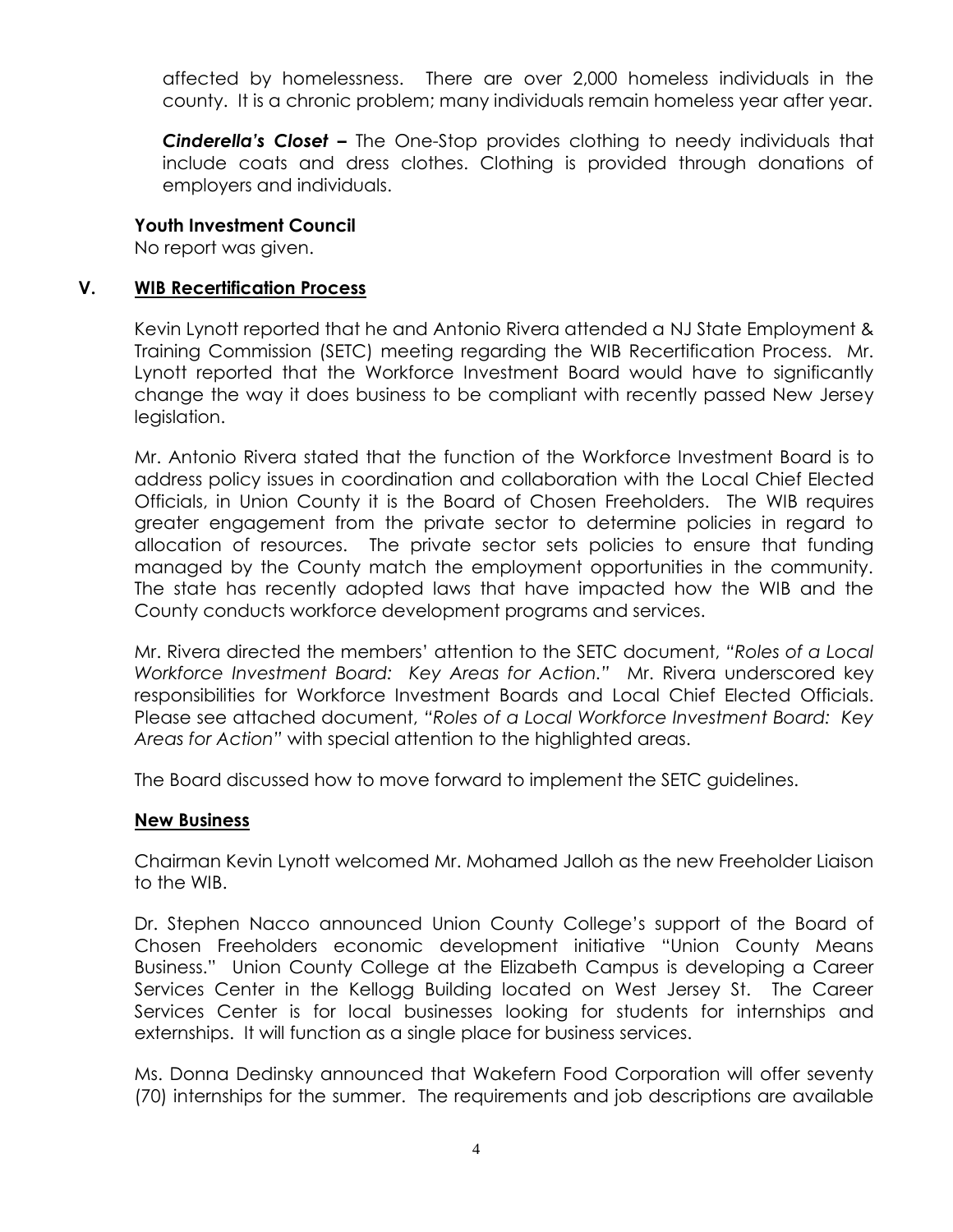affected by homelessness. There are over 2,000 homeless individuals in the county. It is a chronic problem; many individuals remain homeless year after year.

***Cinderella's Closet –*** The One-Stop provides clothing to needy individuals that include coats and dress clothes. Clothing is provided through donations of employers and individuals.

**Youth Investment Council**

No report was given.

## V. WIB Recertification Process

Kevin Lynott reported that he and Antonio Rivera attended a NJ State Employment & Training Commission (SETC) meeting regarding the WIB Recertification Process. Mr. Lynott reported that the Workforce Investment Board would have to significantly change the way it does business to be compliant with recently passed New Jersey legislation.

Mr. Antonio Rivera stated that the function of the Workforce Investment Board is to address policy issues in coordination and collaboration with the Local Chief Elected Officials, in Union County it is the Board of Chosen Freeholders. The WIB requires greater engagement from the private sector to determine policies in regard to allocation of resources. The private sector sets policies to ensure that funding managed by the County match the employment opportunities in the community. The state has recently adopted laws that have impacted how the WIB and the County conducts workforce development programs and services.

Mr. Rivera directed the members' attention to the SETC document, *"Roles of a Local Workforce Investment Board: Key Areas for Action."* Mr. Rivera underscored key responsibilities for Workforce Investment Boards and Local Chief Elected Officials. Please see attached document, *"Roles of a Local Workforce Investment Board: Key Areas for Action"* with special attention to the highlighted areas.

The Board discussed how to move forward to implement the SETC guidelines.

## New Business

Chairman Kevin Lynott welcomed Mr. Mohamed Jalloh as the new Freeholder Liaison to the WIB.

Dr. Stephen Nacco announced Union County College's support of the Board of Chosen Freeholders economic development initiative "Union County Means Business." Union County College at the Elizabeth Campus is developing a Career Services Center in the Kellogg Building located on West Jersey St. The Career Services Center is for local businesses looking for students for internships and externships. It will function as a single place for business services.

Ms. Donna Dedinsky announced that Wakefern Food Corporation will offer seventy (70) internships for the summer. The requirements and job descriptions are available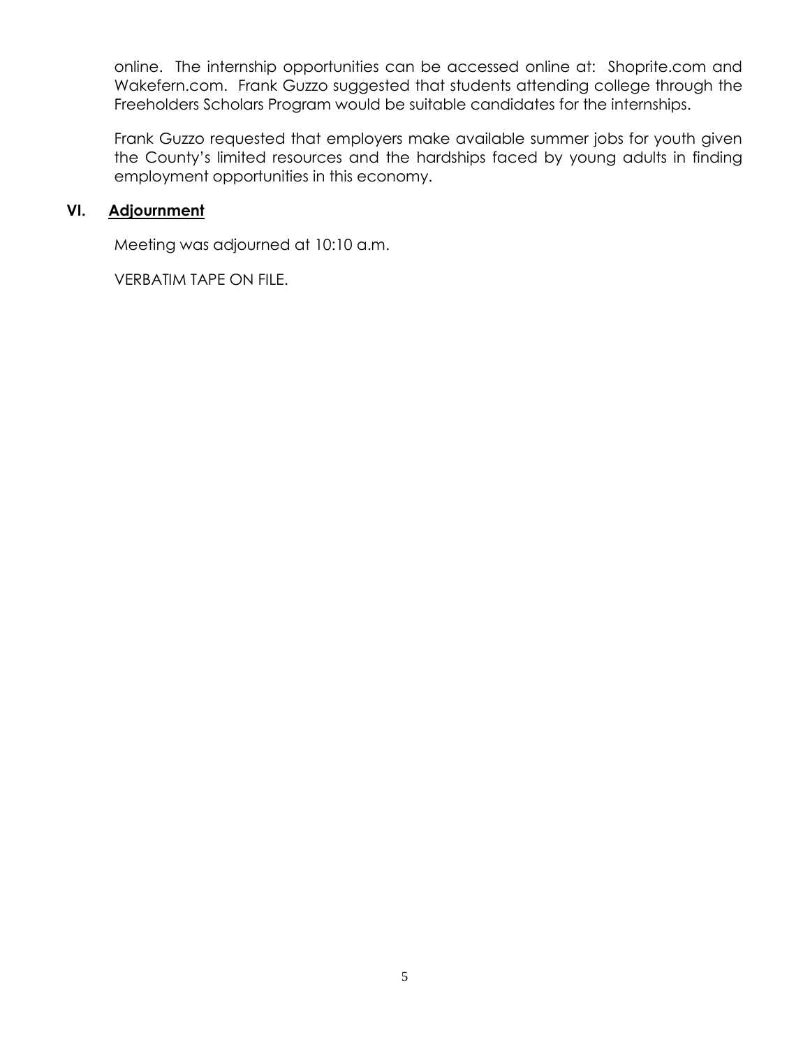online. The internship opportunities can be accessed online at: Shoprite.com and Wakefern.com. Frank Guzzo suggested that students attending college through the Freeholders Scholars Program would be suitable candidates for the internships.

Frank Guzzo requested that employers make available summer jobs for youth given the County's limited resources and the hardships faced by young adults in finding employment opportunities in this economy.

## VI. Adjournment

Meeting was adjourned at 10:10 a.m.

VERBATIM TAPE ON FILE.